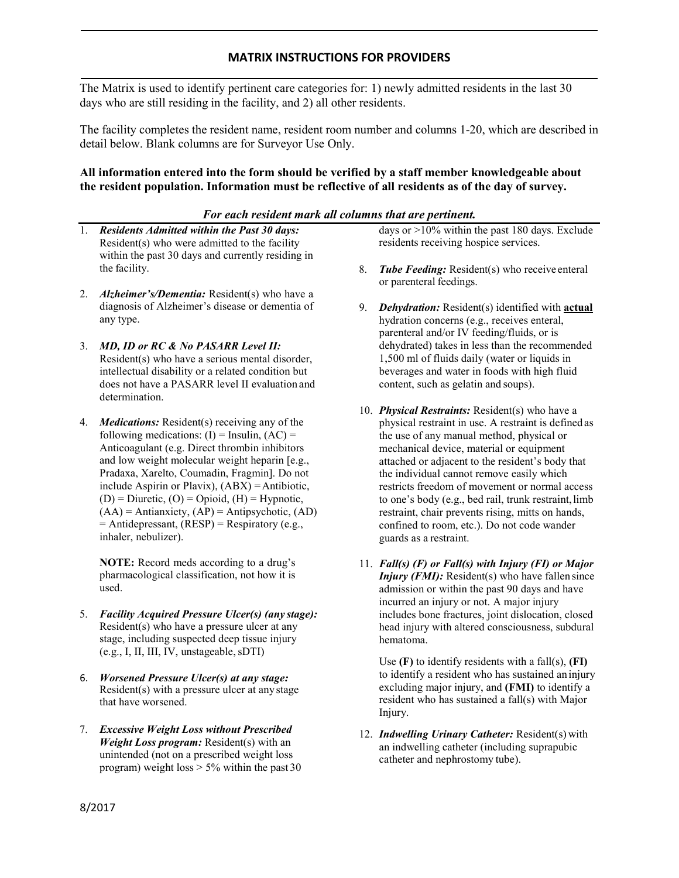## MATRIX INSTRUCTIONS FOR PROVIDERS

The Matrix is used to identify pertinent care categories for: 1) newly admitted residents in the last 30 days who are still residing in the facility, and 2) all other residents.

The facility completes the resident name, resident room number and columns 1-20, which are described in detail below. Blank columns are for Surveyor Use Only.

**All information entered into the form should be verified by a staff member knowledgeable about the resident population. Information must be reflective of all residents as of the day of survey.**

***For each resident mark all columns that are pertinent.***

1. ***Residents Admitted within the Past 30 days:*** Resident(s) who were admitted to the facility within the past 30 days and currently residing in the facility.

2. ***Alzheimer's/Dementia:*** Resident(s) who have a diagnosis of Alzheimer's disease or dementia of any type.

3. ***MD, ID or RC & No PASARR Level II:*** Resident(s) who have a serious mental disorder, intellectual disability or a related condition but does not have a PASARR level II evaluation and determination.

4. ***Medications:*** Resident(s) receiving any of the following medications: (I) = Insulin, (AC) = Anticoagulant (e.g. Direct thrombin inhibitors and low weight molecular weight heparin [e.g., Pradaxa, Xarelto, Coumadin, Fragmin]. Do not include Aspirin or Plavix), (ABX) = Antibiotic, (D) = Diuretic, (O) = Opioid, (H) = Hypnotic, (AA) = Antianxiety, (AP) = Antipsychotic, (AD) = Antidepressant, (RESP) = Respiratory (e.g., inhaler, nebulizer).

   **NOTE:** Record meds according to a drug's pharmacological classification, not how it is used.

5. ***Facility Acquired Pressure Ulcer(s) (any stage):*** Resident(s) who have a pressure ulcer at any stage, including suspected deep tissue injury (e.g., I, II, III, IV, unstageable, sDTI)

6. ***Worsened Pressure Ulcer(s) at any stage:*** Resident(s) with a pressure ulcer at any stage that have worsened.

7. ***Excessive Weight Loss without Prescribed Weight Loss program:*** Resident(s) with an unintended (not on a prescribed weight loss program) weight loss > 5% within the past 30 days or >10% within the past 180 days. Exclude residents receiving hospice services.

8. ***Tube Feeding:*** Resident(s) who receive enteral or parenteral feedings.

9. ***Dehydration:*** Resident(s) identified with **actual** hydration concerns (e.g., receives enteral, parenteral and/or IV feeding/fluids, or is dehydrated) takes in less than the recommended 1,500 ml of fluids daily (water or liquids in beverages and water in foods with high fluid content, such as gelatin and soups).

10. ***Physical Restraints:*** Resident(s) who have a physical restraint in use. A restraint is defined as the use of any manual method, physical or mechanical device, material or equipment attached or adjacent to the resident's body that the individual cannot remove easily which restricts freedom of movement or normal access to one's body (e.g., bed rail, trunk restraint, limb restraint, chair prevents rising, mitts on hands, confined to room, etc.). Do not code wander guards as a restraint.

11. ***Fall(s) (F) or Fall(s) with Injury (FI) or Major Injury (FMI):*** Resident(s) who have fallen since admission or within the past 90 days and have incurred an injury or not. A major injury includes bone fractures, joint dislocation, closed head injury with altered consciousness, subdural hematoma.

    Use **(F)** to identify residents with a fall(s), **(FI)** to identify a resident who has sustained an injury excluding major injury, and **(FMI)** to identify a resident who has sustained a fall(s) with Major Injury.

12. ***Indwelling Urinary Catheter:*** Resident(s) with an indwelling catheter (including suprapubic catheter and nephrostomy tube).

8/2017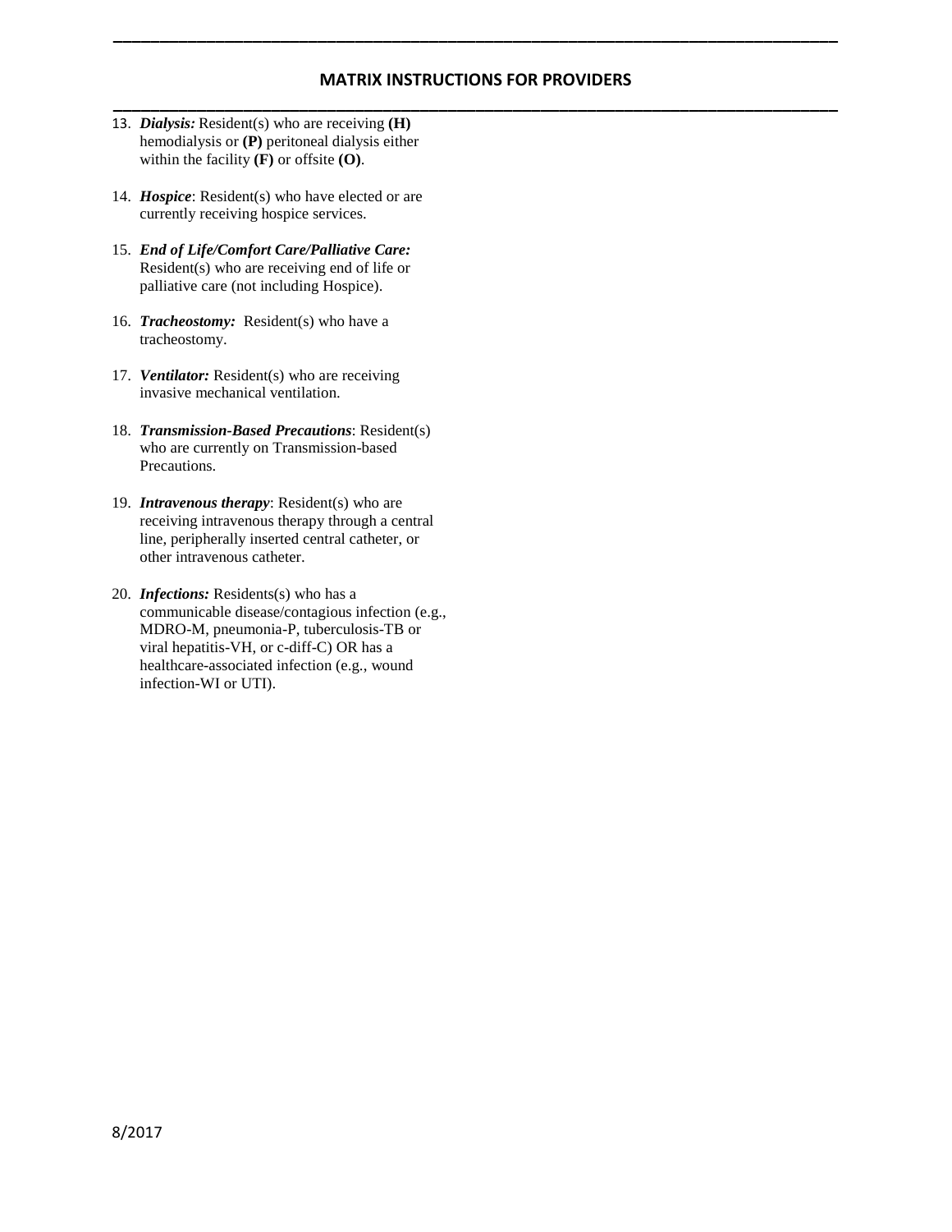## MATRIX INSTRUCTIONS FOR PROVIDERS

13. ***Dialysis:*** Resident(s) who are receiving **(H)** hemodialysis or **(P)** peritoneal dialysis either within the facility **(F)** or offsite **(O)**.

14. ***Hospice***: Resident(s) who have elected or are currently receiving hospice services.

15. ***End of Life/Comfort Care/Palliative Care:*** Resident(s) who are receiving end of life or palliative care (not including Hospice).

16. ***Tracheostomy:*** Resident(s) who have a tracheostomy.

17. ***Ventilator:*** Resident(s) who are receiving invasive mechanical ventilation.

18. ***Transmission-Based Precautions***: Resident(s) who are currently on Transmission-based Precautions.

19. ***Intravenous therapy***: Resident(s) who are receiving intravenous therapy through a central line, peripherally inserted central catheter, or other intravenous catheter.

20. ***Infections:*** Residents(s) who has a communicable disease/contagious infection (e.g., MDRO-M, pneumonia-P, tuberculosis-TB or viral hepatitis-VH, or c-diff-C) OR has a healthcare-associated infection (e.g., wound infection-WI or UTI).

8/2017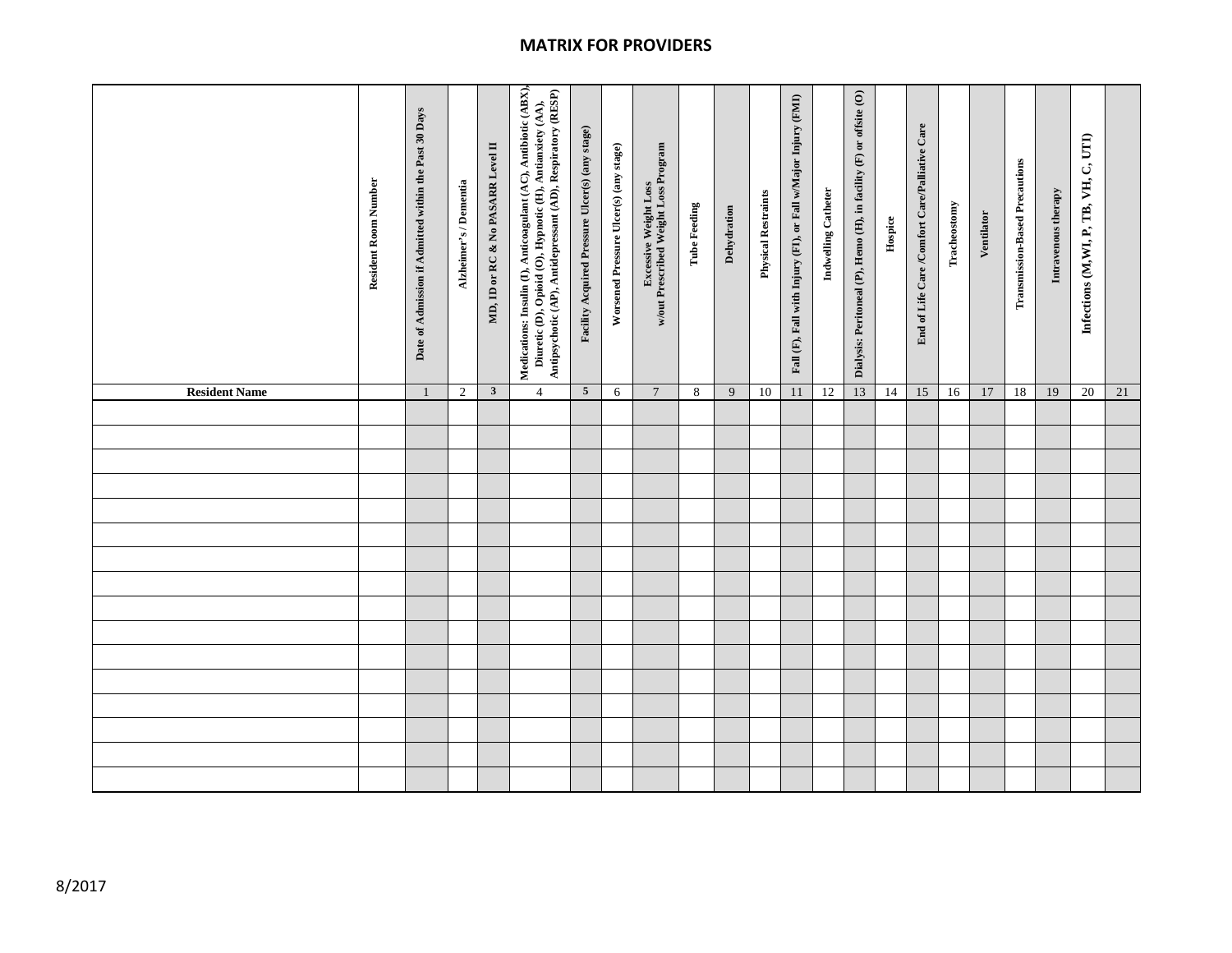## MATRIX FOR PROVIDERS

| | Resident Room Number | Date of Admission if Admitted within the Past 30 Days | Alzheimer's / Dementia | MD, ID or RC & No PASARR Level II | Medications: Insulin (I), Anticoagulant (AC), Antibiotic (ABX), Diuretic (D), Opioid (O), Hypnotic (H), Antianxiety (AA), Antipsychotic (AP), Antidepressant (AD), Respiratory (RESP) | Facility Acquired Pressure Ulcer(s) (any stage) | Worsened Pressure Ulcer(s) (any stage) | Excessive Weight Loss w/out Prescribed Weight Loss Program | Tube Feeding | Dehydration | Physical Restraints | Fall (F), Fall with Injury (FI), or Fall w/Major Injury (FMI) | Indwelling Catheter | Dialysis: Peritoneal (P), Hemo (H), in facility (F) or offsite (O) | Hospice | End of Life Care /Comfort Care/Palliative Care | Tracheostomy | Ventilator | Transmission-Based Precautions | Intravenous therapy | Infections (M,WI, P, TB, VH, C, UTI) | |
|---|---|---|---|---|---|---|---|---|---|---|---|---|---|---|---|---|---|---|---|---|---|---|
| **Resident Name** | | 1 | 2 | 3 | 4 | 5 | 6 | 7 | 8 | 9 | 10 | 11 | 12 | 13 | 14 | 15 | 16 | 17 | 18 | 19 | 20 | 21 |
| | | | | | | | | | | | | | | | | | | | | | | |
| | | | | | | | | | | | | | | | | | | | | | | |
| | | | | | | | | | | | | | | | | | | | | | | |
| | | | | | | | | | | | | | | | | | | | | | | |
| | | | | | | | | | | | | | | | | | | | | | | |
| | | | | | | | | | | | | | | | | | | | | | | |
| | | | | | | | | | | | | | | | | | | | | | | |
| | | | | | | | | | | | | | | | | | | | | | | |
| | | | | | | | | | | | | | | | | | | | | | | |
| | | | | | | | | | | | | | | | | | | | | | | |
| | | | | | | | | | | | | | | | | | | | | | | |
| | | | | | | | | | | | | | | | | | | | | | | |
| | | | | | | | | | | | | | | | | | | | | | | |
| | | | | | | | | | | | | | | | | | | | | | | |
| | | | | | | | | | | | | | | | | | | | | | | |
| | | | | | | | | | | | | | | | | | | | | | | |

8/2017